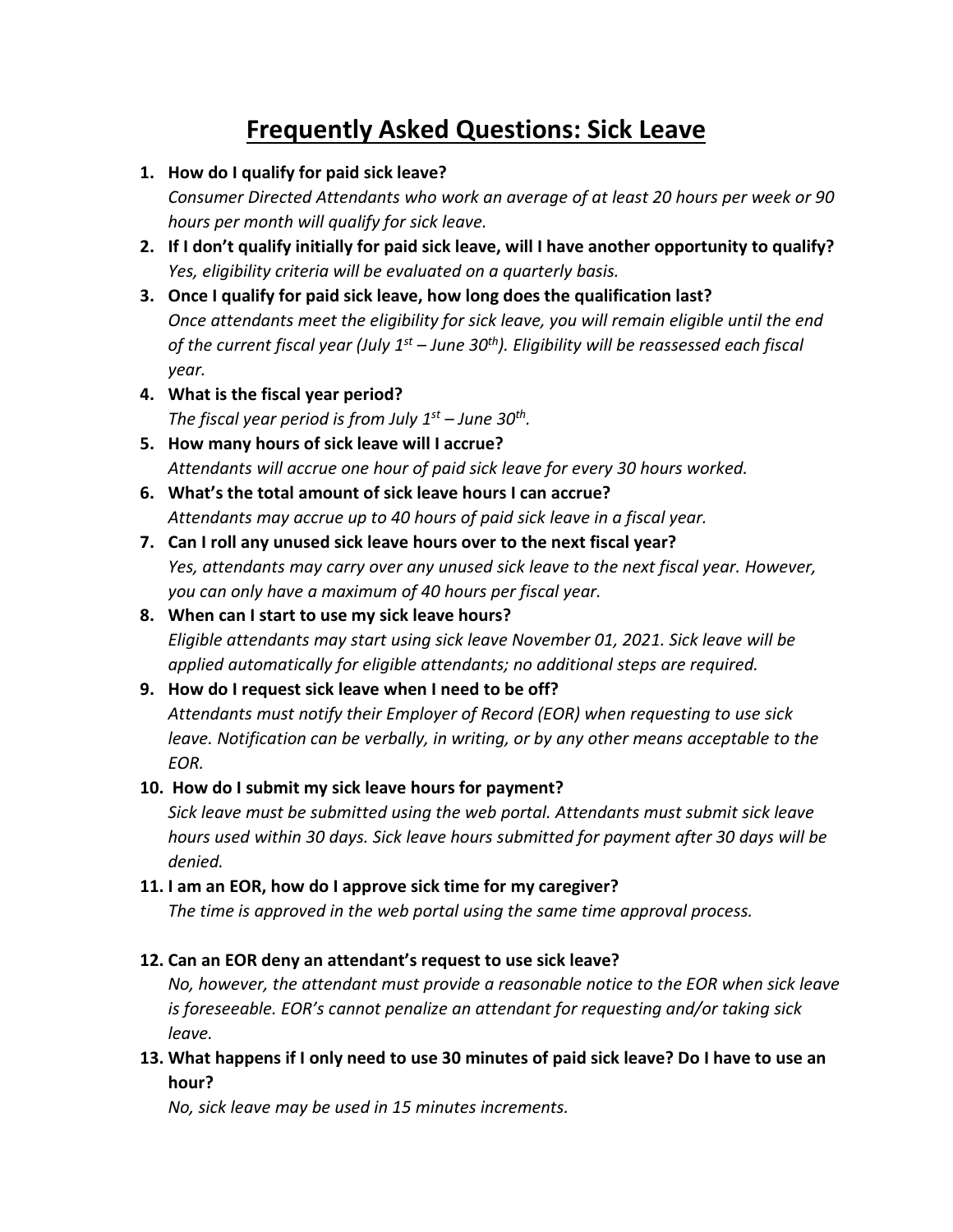# Frequently Asked Questions: Sick Leave

1. **How do I qualify for paid sick leave?**
   *Consumer Directed Attendants who work an average of at least 20 hours per week or 90 hours per month will qualify for sick leave.*
2. **If I don't qualify initially for paid sick leave, will I have another opportunity to qualify?**
   *Yes, eligibility criteria will be evaluated on a quarterly basis.*
3. **Once I qualify for paid sick leave, how long does the qualification last?**
   *Once attendants meet the eligibility for sick leave, you will remain eligible until the end of the current fiscal year (July 1st – June 30th). Eligibility will be reassessed each fiscal year.*
4. **What is the fiscal year period?**
   *The fiscal year period is from July 1st – June 30th.*
5. **How many hours of sick leave will I accrue?**
   *Attendants will accrue one hour of paid sick leave for every 30 hours worked.*
6. **What's the total amount of sick leave hours I can accrue?**
   *Attendants may accrue up to 40 hours of paid sick leave in a fiscal year.*
7. **Can I roll any unused sick leave hours over to the next fiscal year?**
   *Yes, attendants may carry over any unused sick leave to the next fiscal year. However, you can only have a maximum of 40 hours per fiscal year.*
8. **When can I start to use my sick leave hours?**
   *Eligible attendants may start using sick leave November 01, 2021. Sick leave will be applied automatically for eligible attendants; no additional steps are required.*
9. **How do I request sick leave when I need to be off?**
   *Attendants must notify their Employer of Record (EOR) when requesting to use sick leave. Notification can be verbally, in writing, or by any other means acceptable to the EOR.*
10. **How do I submit my sick leave hours for payment?**
    *Sick leave must be submitted using the web portal. Attendants must submit sick leave hours used within 30 days. Sick leave hours submitted for payment after 30 days will be denied.*
11. **I am an EOR, how do I approve sick time for my caregiver?**
    *The time is approved in the web portal using the same time approval process.*
12. **Can an EOR deny an attendant's request to use sick leave?**
    *No, however, the attendant must provide a reasonable notice to the EOR when sick leave is foreseeable. EOR's cannot penalize an attendant for requesting and/or taking sick leave.*
13. **What happens if I only need to use 30 minutes of paid sick leave? Do I have to use an hour?**
    *No, sick leave may be used in 15 minutes increments.*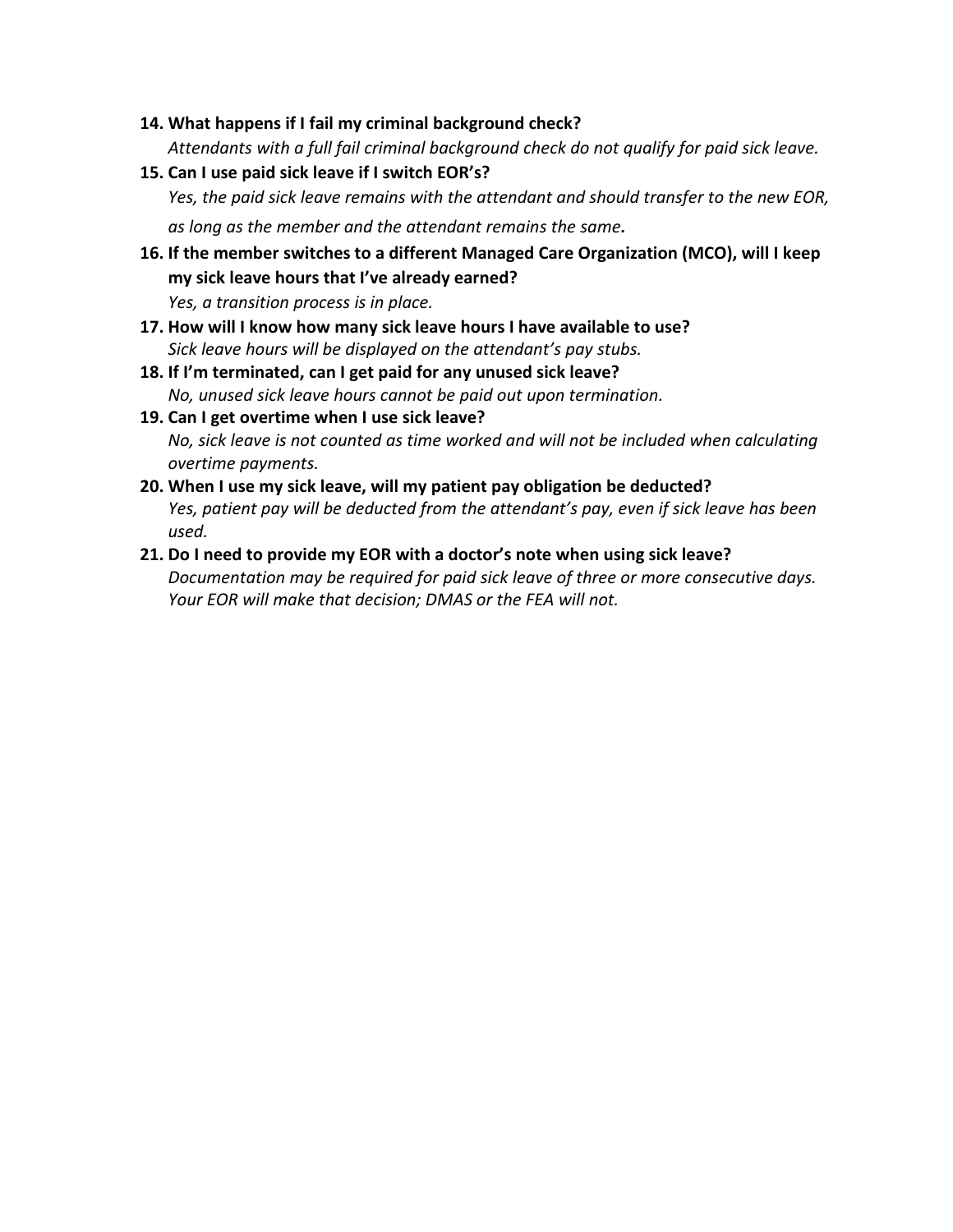14. **What happens if I fail my criminal background check?**
    *Attendants with a full fail criminal background check do not qualify for paid sick leave.*
15. **Can I use paid sick leave if I switch EOR's?**
    *Yes, the paid sick leave remains with the attendant and should transfer to the new EOR, as long as the member and the attendant remains the same.*
16. **If the member switches to a different Managed Care Organization (MCO), will I keep my sick leave hours that I've already earned?**
    *Yes, a transition process is in place.*
17. **How will I know how many sick leave hours I have available to use?**
    *Sick leave hours will be displayed on the attendant's pay stubs.*
18. **If I'm terminated, can I get paid for any unused sick leave?**
    *No, unused sick leave hours cannot be paid out upon termination.*
19. **Can I get overtime when I use sick leave?**
    *No, sick leave is not counted as time worked and will not be included when calculating overtime payments.*
20. **When I use my sick leave, will my patient pay obligation be deducted?**
    *Yes, patient pay will be deducted from the attendant's pay, even if sick leave has been used.*
21. **Do I need to provide my EOR with a doctor's note when using sick leave?**
    *Documentation may be required for paid sick leave of three or more consecutive days. Your EOR will make that decision; DMAS or the FEA will not.*